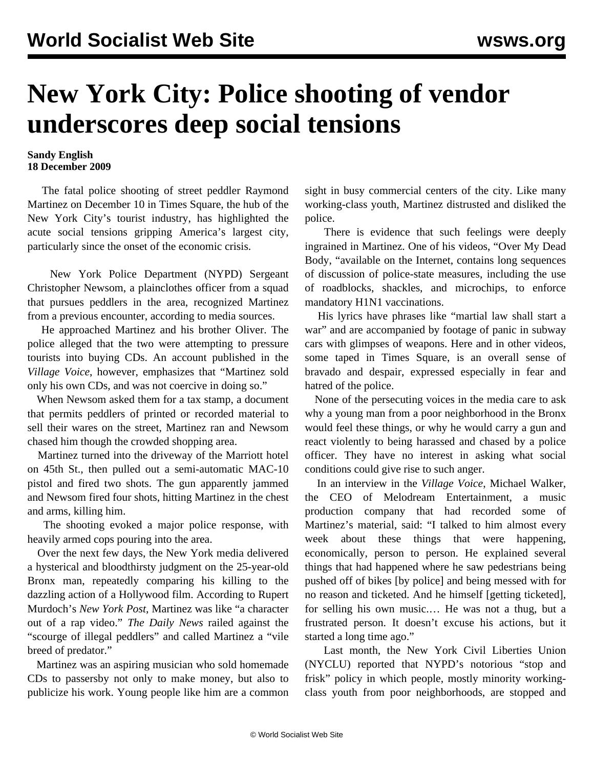# New York City: Police shooting of vendor underscores deep social tensions

**Sandy English**
**18 December 2009**

The fatal police shooting of street peddler Raymond Martinez on December 10 in Times Square, the hub of the New York City's tourist industry, has highlighted the acute social tensions gripping America's largest city, particularly since the onset of the economic crisis.

New York Police Department (NYPD) Sergeant Christopher Newsom, a plainclothes officer from a squad that pursues peddlers in the area, recognized Martinez from a previous encounter, according to media sources.

He approached Martinez and his brother Oliver. The police alleged that the two were attempting to pressure tourists into buying CDs. An account published in the *Village Voice,* however, emphasizes that "Martinez sold only his own CDs, and was not coercive in doing so."

When Newsom asked them for a tax stamp, a document that permits peddlers of printed or recorded material to sell their wares on the street, Martinez ran and Newsom chased him though the crowded shopping area.

Martinez turned into the driveway of the Marriott hotel on 45th St., then pulled out a semi-automatic MAC-10 pistol and fired two shots. The gun apparently jammed and Newsom fired four shots, hitting Martinez in the chest and arms, killing him.

The shooting evoked a major police response, with heavily armed cops pouring into the area.

Over the next few days, the New York media delivered a hysterical and bloodthirsty judgment on the 25-year-old Bronx man, repeatedly comparing his killing to the dazzling action of a Hollywood film. According to Rupert Murdoch's *New York Post,* Martinez was like "a character out of a rap video." *The Daily News* railed against the "scourge of illegal peddlers" and called Martinez a "vile breed of predator."

Martinez was an aspiring musician who sold homemade CDs to passersby not only to make money, but also to publicize his work. Young people like him are a common sight in busy commercial centers of the city. Like many working-class youth, Martinez distrusted and disliked the police.

There is evidence that such feelings were deeply ingrained in Martinez. One of his videos, "Over My Dead Body, "available on the Internet, contains long sequences of discussion of police-state measures, including the use of roadblocks, shackles, and microchips, to enforce mandatory H1N1 vaccinations.

His lyrics have phrases like "martial law shall start a war" and are accompanied by footage of panic in subway cars with glimpses of weapons. Here and in other videos, some taped in Times Square, is an overall sense of bravado and despair, expressed especially in fear and hatred of the police.

None of the persecuting voices in the media care to ask why a young man from a poor neighborhood in the Bronx would feel these things, or why he would carry a gun and react violently to being harassed and chased by a police officer. They have no interest in asking what social conditions could give rise to such anger.

In an interview in the *Village Voice*, Michael Walker, the CEO of Melodream Entertainment, a music production company that had recorded some of Martinez's material, said: "I talked to him almost every week about these things that were happening, economically, person to person. He explained several things that had happened where he saw pedestrians being pushed off of bikes [by police] and being messed with for no reason and ticketed. And he himself [getting ticketed], for selling his own music.… He was not a thug, but a frustrated person. It doesn't excuse his actions, but it started a long time ago."

Last month, the New York Civil Liberties Union (NYCLU) reported that NYPD's notorious "stop and frisk" policy in which people, mostly minority working-class youth from poor neighborhoods, are stopped and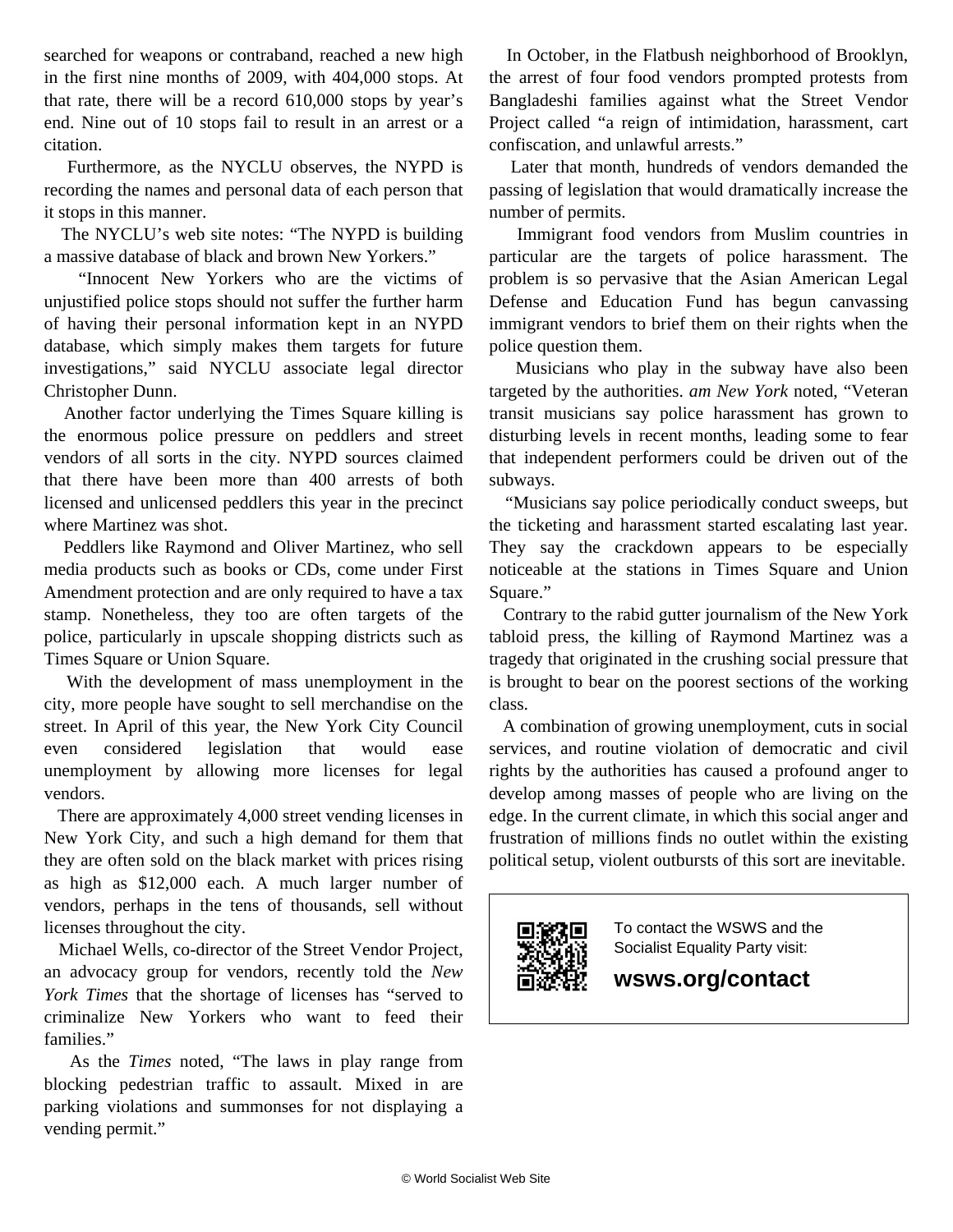searched for weapons or contraband, reached a new high in the first nine months of 2009, with 404,000 stops. At that rate, there will be a record 610,000 stops by year's end. Nine out of 10 stops fail to result in an arrest or a citation.

Furthermore, as the NYCLU observes, the NYPD is recording the names and personal data of each person that it stops in this manner.

The NYCLU's web site notes: "The NYPD is building a massive database of black and brown New Yorkers."

"Innocent New Yorkers who are the victims of unjustified police stops should not suffer the further harm of having their personal information kept in an NYPD database, which simply makes them targets for future investigations," said NYCLU associate legal director Christopher Dunn.

Another factor underlying the Times Square killing is the enormous police pressure on peddlers and street vendors of all sorts in the city. NYPD sources claimed that there have been more than 400 arrests of both licensed and unlicensed peddlers this year in the precinct where Martinez was shot.

Peddlers like Raymond and Oliver Martinez, who sell media products such as books or CDs, come under First Amendment protection and are only required to have a tax stamp. Nonetheless, they too are often targets of the police, particularly in upscale shopping districts such as Times Square or Union Square.

With the development of mass unemployment in the city, more people have sought to sell merchandise on the street. In April of this year, the New York City Council even considered legislation that would ease unemployment by allowing more licenses for legal vendors.

There are approximately 4,000 street vending licenses in New York City, and such a high demand for them that they are often sold on the black market with prices rising as high as $12,000 each. A much larger number of vendors, perhaps in the tens of thousands, sell without licenses throughout the city.

Michael Wells, co-director of the Street Vendor Project, an advocacy group for vendors, recently told the *New York Times* that the shortage of licenses has "served to criminalize New Yorkers who want to feed their families."

As the *Times* noted, "The laws in play range from blocking pedestrian traffic to assault. Mixed in are parking violations and summonses for not displaying a vending permit."

In October, in the Flatbush neighborhood of Brooklyn, the arrest of four food vendors prompted protests from Bangladeshi families against what the Street Vendor Project called "a reign of intimidation, harassment, cart confiscation, and unlawful arrests."

Later that month, hundreds of vendors demanded the passing of legislation that would dramatically increase the number of permits.

Immigrant food vendors from Muslim countries in particular are the targets of police harassment. The problem is so pervasive that the Asian American Legal Defense and Education Fund has begun canvassing immigrant vendors to brief them on their rights when the police question them.

Musicians who play in the subway have also been targeted by the authorities. *am New York* noted, "Veteran transit musicians say police harassment has grown to disturbing levels in recent months, leading some to fear that independent performers could be driven out of the subways.

"Musicians say police periodically conduct sweeps, but the ticketing and harassment started escalating last year. They say the crackdown appears to be especially noticeable at the stations in Times Square and Union Square."

Contrary to the rabid gutter journalism of the New York tabloid press, the killing of Raymond Martinez was a tragedy that originated in the crushing social pressure that is brought to bear on the poorest sections of the working class.

A combination of growing unemployment, cuts in social services, and routine violation of democratic and civil rights by the authorities has caused a profound anger to develop among masses of people who are living on the edge. In the current climate, in which this social anger and frustration of millions finds no outlet within the existing political setup, violent outbursts of this sort are inevitable.

To contact the WSWS and the Socialist Equality Party visit:

**wsws.org/contact**